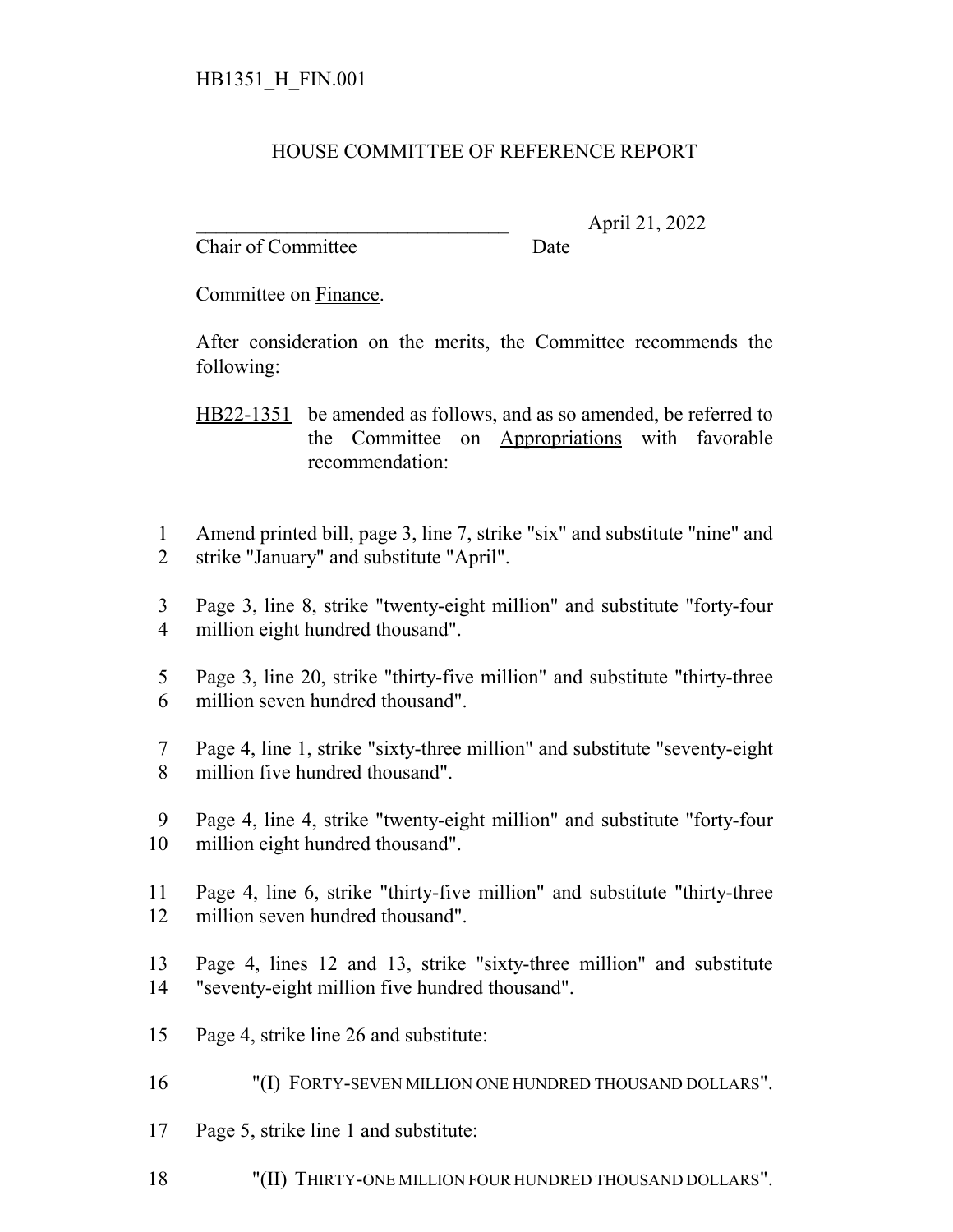HB1351_H_FIN.001

# HOUSE COMMITTEE OF REFERENCE REPORT

________________________________ April 21, 2022
Chair of Committee Date

Committee on Finance.

After consideration on the merits, the Committee recommends the following:

HB22-1351 be amended as follows, and as so amended, be referred to the Committee on Appropriations with favorable recommendation:

1 Amend printed bill, page 3, line 7, strike "six" and substitute "nine" and
2 strike "January" and substitute "April".

3 Page 3, line 8, strike "twenty-eight million" and substitute "forty-four
4 million eight hundred thousand".

5 Page 3, line 20, strike "thirty-five million" and substitute "thirty-three
6 million seven hundred thousand".

7 Page 4, line 1, strike "sixty-three million" and substitute "seventy-eight
8 million five hundred thousand".

9 Page 4, line 4, strike "twenty-eight million" and substitute "forty-four
10 million eight hundred thousand".

11 Page 4, line 6, strike "thirty-five million" and substitute "thirty-three
12 million seven hundred thousand".

13 Page 4, lines 12 and 13, strike "sixty-three million" and substitute
14 "seventy-eight million five hundred thousand".

15 Page 4, strike line 26 and substitute:

16 "(I) FORTY-SEVEN MILLION ONE HUNDRED THOUSAND DOLLARS".

17 Page 5, strike line 1 and substitute:

18 "(II) THIRTY-ONE MILLION FOUR HUNDRED THOUSAND DOLLARS".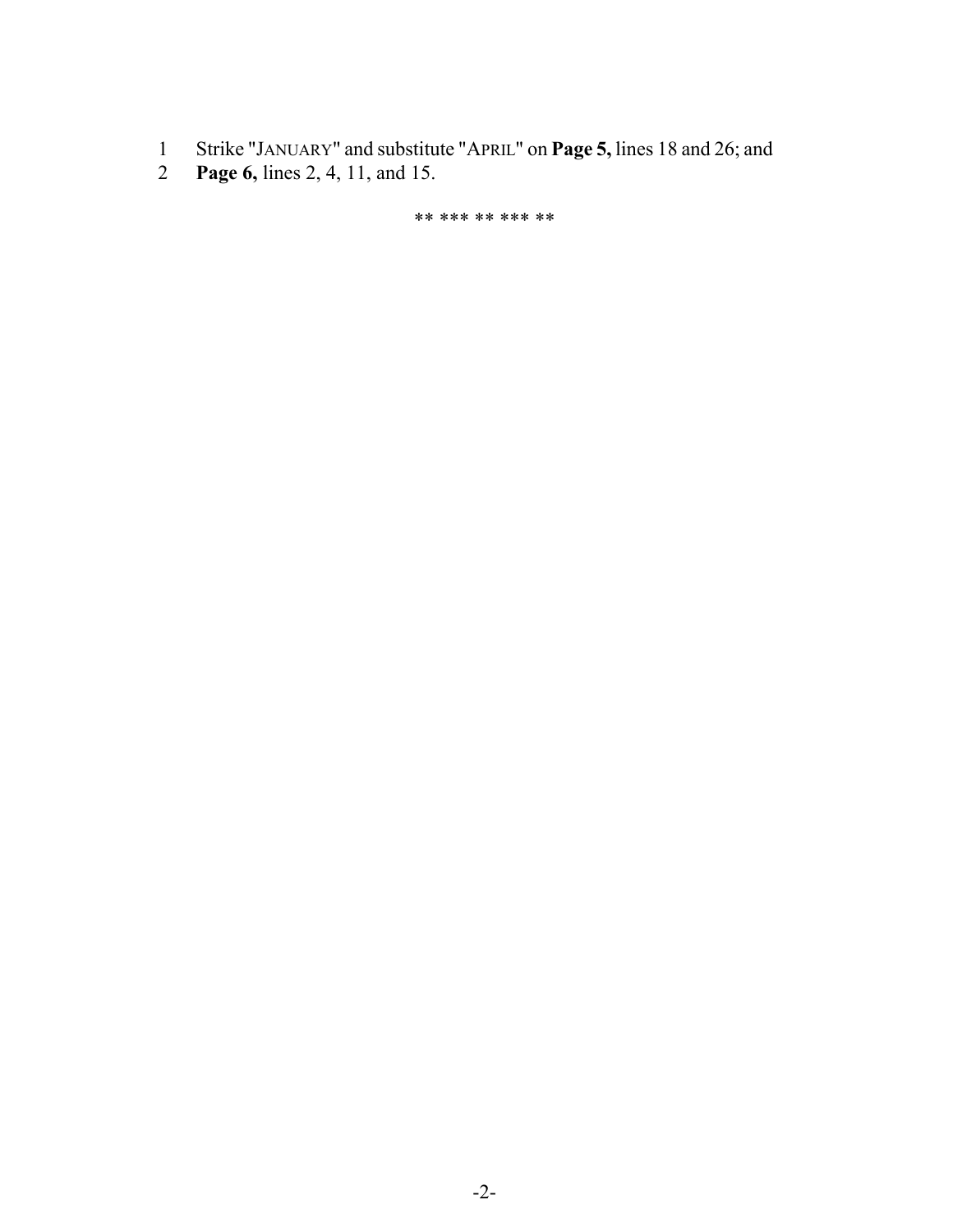Strike "JANUARY" and substitute "APRIL" on **Page 5,** lines 18 and 26; and **Page 6,** lines 2, 4, 11, and 15.

** *** ** *** **